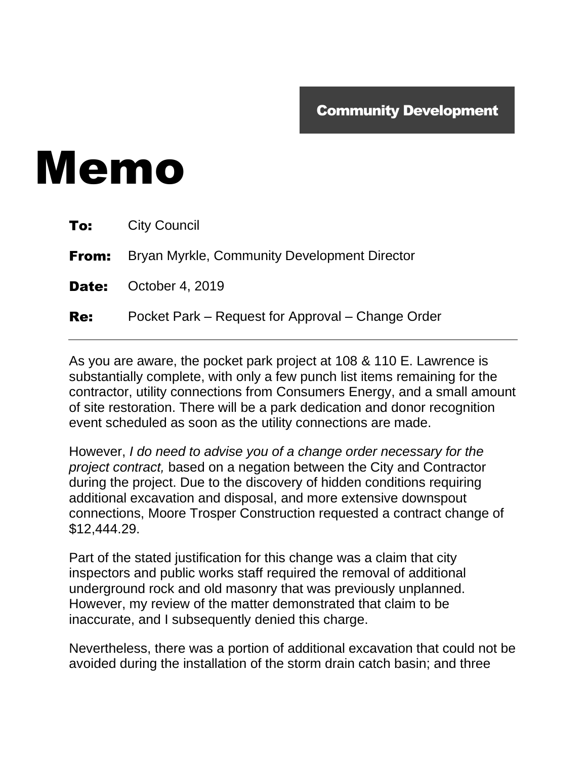**Community Development**

# Memo

**To:** City Council

**From:** Bryan Myrkle, Community Development Director

**Date:** October 4, 2019

**Re:** Pocket Park – Request for Approval – Change Order

---

As you are aware, the pocket park project at 108 & 110 E. Lawrence is substantially complete, with only a few punch list items remaining for the contractor, utility connections from Consumers Energy, and a small amount of site restoration. There will be a park dedication and donor recognition event scheduled as soon as the utility connections are made.

However, *I do need to advise you of a change order necessary for the project contract,* based on a negation between the City and Contractor during the project. Due to the discovery of hidden conditions requiring additional excavation and disposal, and more extensive downspout connections, Moore Trosper Construction requested a contract change of $12,444.29.

Part of the stated justification for this change was a claim that city inspectors and public works staff required the removal of additional underground rock and old masonry that was previously unplanned. However, my review of the matter demonstrated that claim to be inaccurate, and I subsequently denied this charge.

Nevertheless, there was a portion of additional excavation that could not be avoided during the installation of the storm drain catch basin; and three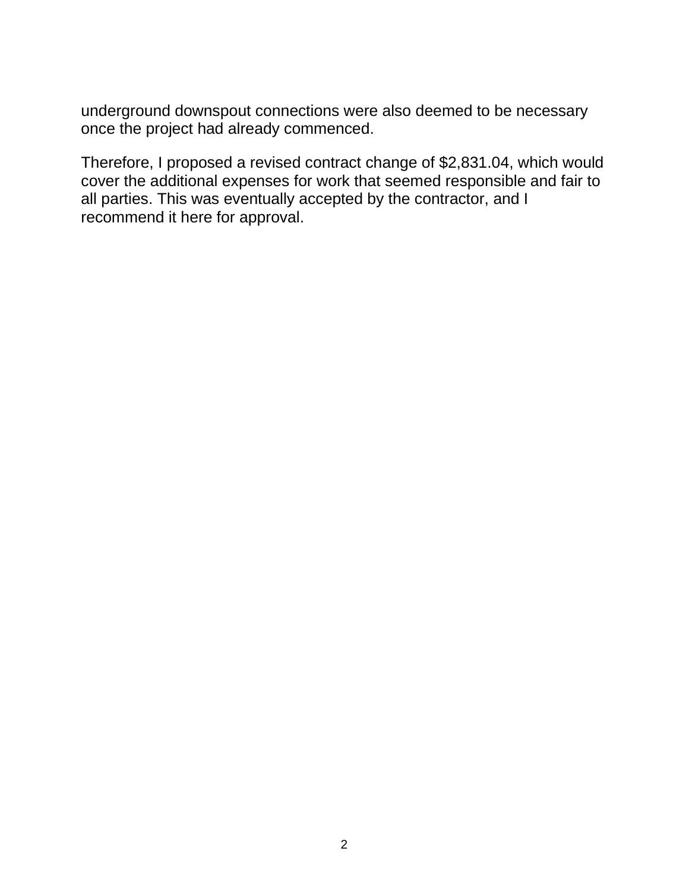underground downspout connections were also deemed to be necessary once the project had already commenced.

Therefore, I proposed a revised contract change of $2,831.04, which would cover the additional expenses for work that seemed responsible and fair to all parties. This was eventually accepted by the contractor, and I recommend it here for approval.